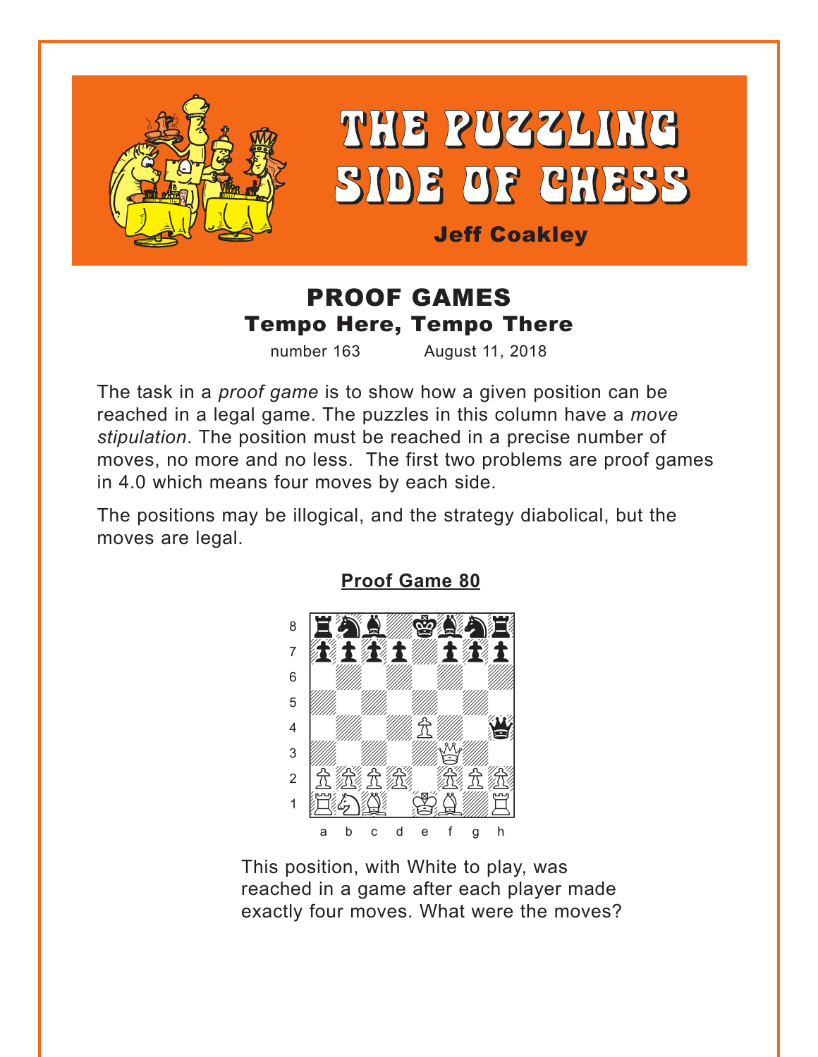# THE PUZZLING SIDE OF CHESS

**Jeff Coakley**

## PROOF GAMES
### Tempo Here, Tempo There

number 163 August 11, 2018

The task in a *proof game* is to show how a given position can be reached in a legal game. The puzzles in this column have a *move stipulation*. The position must be reached in a precise number of moves, no more and no less. The first two problems are proof games in 4.0 which means four moves by each side.

The positions may be illogical, and the strategy diabolical, but the moves are legal.

**Proof Game 80**

| | a | b | c | d | e | f | g | h |
|---|---|---|---|---|---|---|---|---|
| 8 | ♜ | ♞ | ♝ | | ♚ | ♝ | ♞ | ♜ |
| 7 | ♟ | ♟ | ♟ | ♟ | | ♟ | ♟ | ♟ |
| 6 | | | | | | | | |
| 5 | | | | | | | | |
| 4 | | | | | ♙ | | | ♛ |
| 3 | | | | | | ♕ | | |
| 2 | ♙ | ♙ | ♙ | ♙ | | ♙ | ♙ | ♙ |
| 1 | ♖ | ♘ | ♗ | | ♔ | ♗ | | ♖ |

This position, with White to play, was reached in a game after each player made exactly four moves. What were the moves?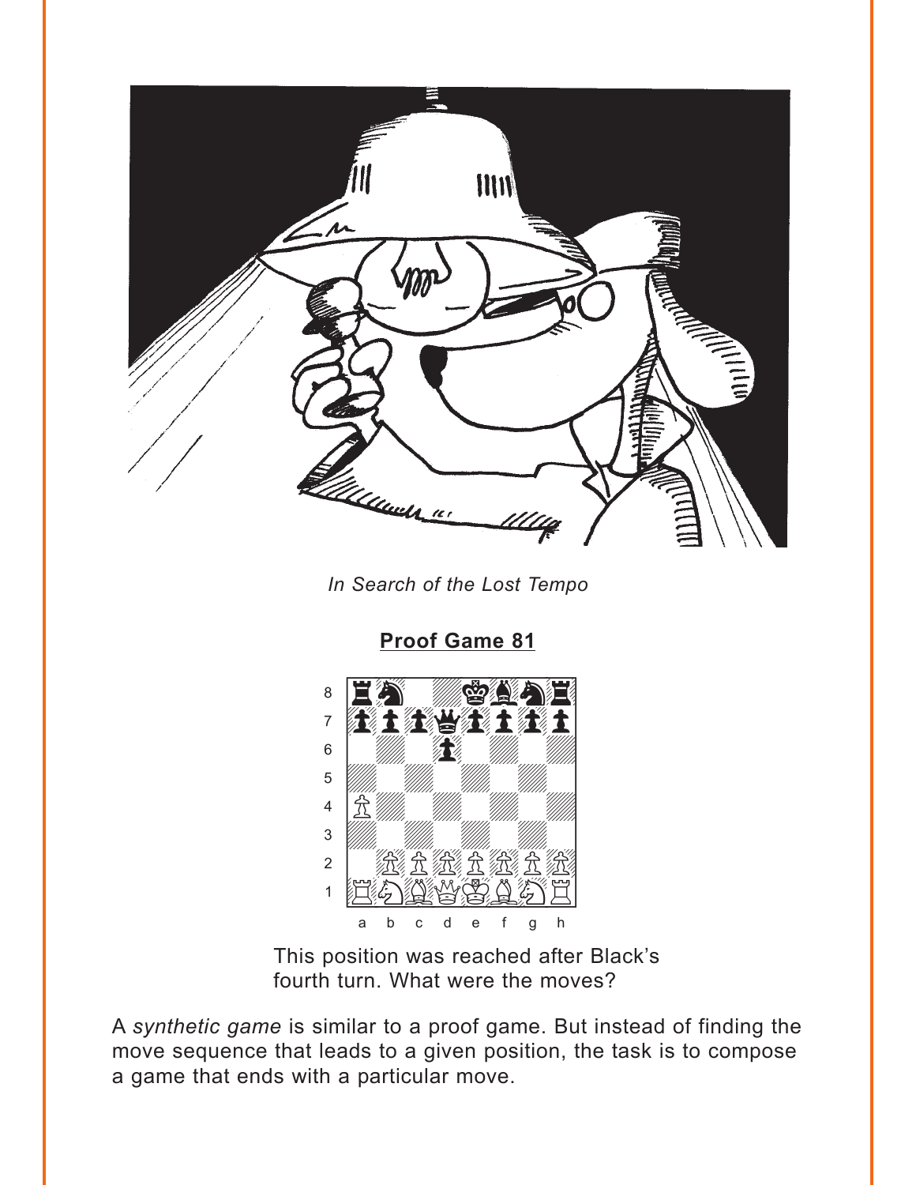*In Search of the Lost Tempo*

**Proof Game 81**

This position was reached after Black's fourth turn. What were the moves?

A *synthetic game* is similar to a proof game. But instead of finding the move sequence that leads to a given position, the task is to compose a game that ends with a particular move.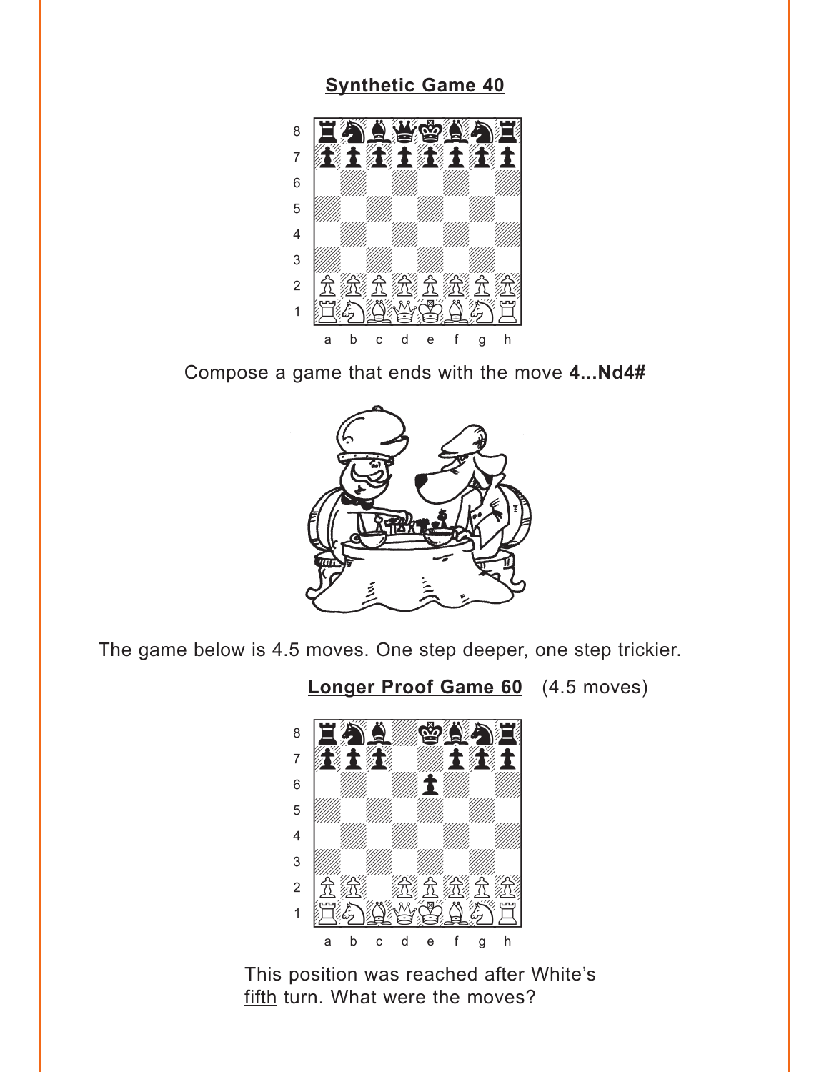**Synthetic Game 40**

Compose a game that ends with the move **4...Nd4#**

The game below is 4.5 moves. One step deeper, one step trickier.

**Longer Proof Game 60** (4.5 moves)

This position was reached after White's fifth turn. What were the moves?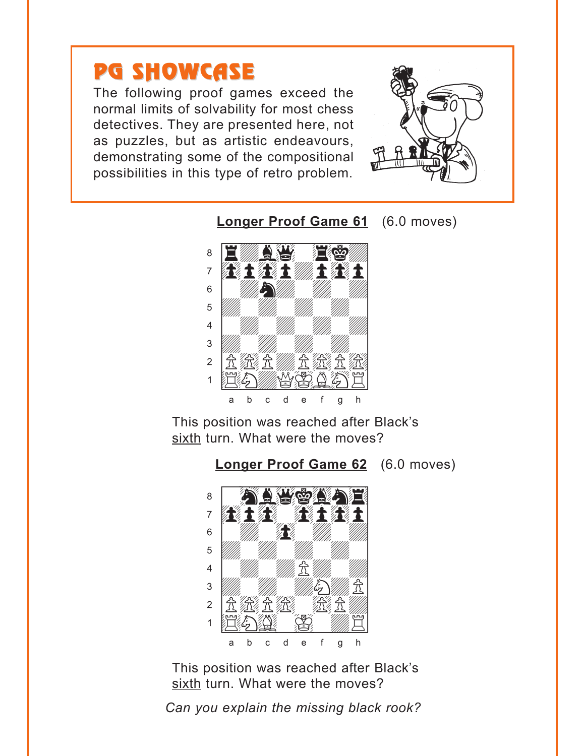# PG SHOWCASE

The following proof games exceed the normal limits of solvability for most chess detectives. They are presented here, not as puzzles, but as artistic endeavours, demonstrating some of the compositional possibilities in this type of retro problem.

**Longer Proof Game 61** (6.0 moves)

This position was reached after Black's <u>sixth</u> turn. What were the moves?

**Longer Proof Game 62** (6.0 moves)

This position was reached after Black's <u>sixth</u> turn. What were the moves?

*Can you explain the missing black rook?*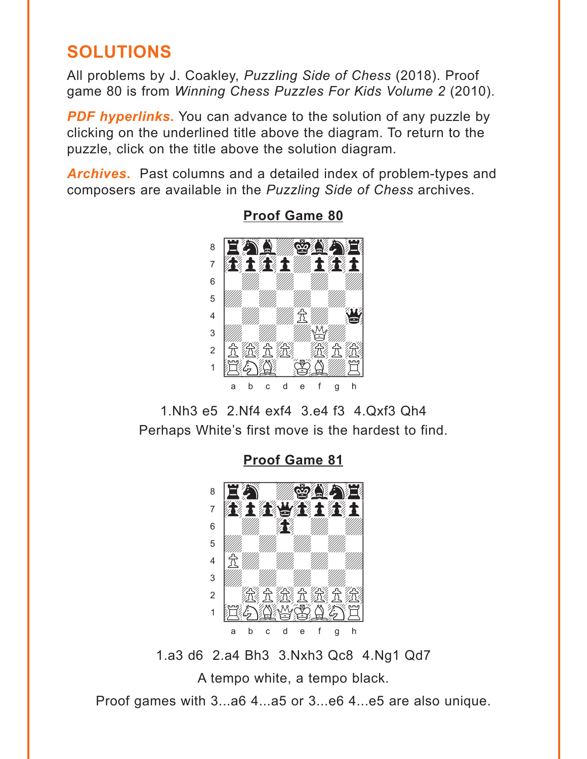# SOLUTIONS

All problems by J. Coakley, *Puzzling Side of Chess* (2018). Proof game 80 is from *Winning Chess Puzzles For Kids Volume 2* (2010).

***PDF hyperlinks*.** You can advance to the solution of any puzzle by clicking on the underlined title above the diagram. To return to the puzzle, click on the title above the solution diagram.

***Archives*.** Past columns and a detailed index of problem-types and composers are available in the *Puzzling Side of Chess* archives.

## Proof Game 80

1.Nh3 e5 2.Nf4 exf4 3.e4 f3 4.Qxf3 Qh4

Perhaps White's first move is the hardest to find.

## Proof Game 81

1.a3 d6 2.a4 Bh3 3.Nxh3 Qc8 4.Ng1 Qd7

A tempo white, a tempo black.

Proof games with 3...a6 4...a5 or 3...e6 4...e5 are also unique.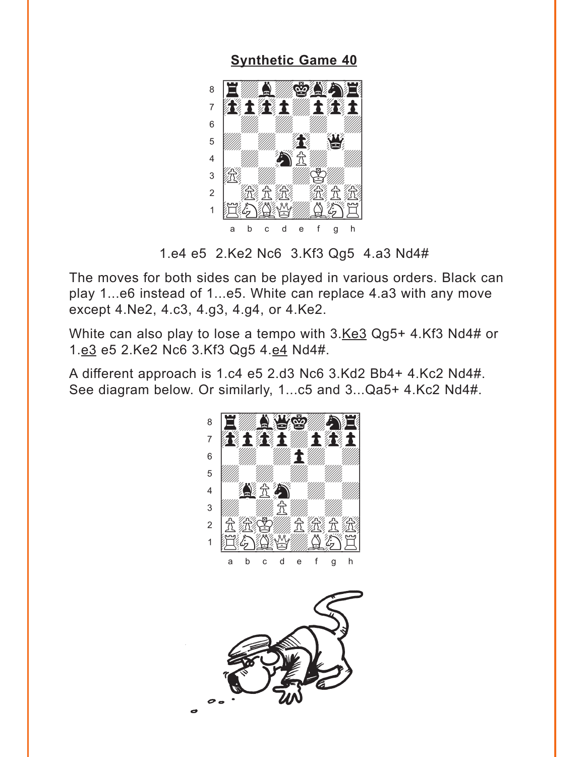## Synthetic Game 40

1.e4 e5 2.Ke2 Nc6 3.Kf3 Qg5 4.a3 Nd4#

The moves for both sides can be played in various orders. Black can play 1...e6 instead of 1...e5. White can replace 4.a3 with any move except 4.Ne2, 4.c3, 4.g3, 4.g4, or 4.Ke2.

White can also play to lose a tempo with 3.Ke3 Qg5+ 4.Kf3 Nd4# or 1.e3 e5 2.Ke2 Nc6 3.Kf3 Qg5 4.e4 Nd4#.

A different approach is 1.c4 e5 2.d3 Nc6 3.Kd2 Bb4+ 4.Kc2 Nd4#. See diagram below. Or similarly, 1...c5 and 3...Qa5+ 4.Kc2 Nd4#.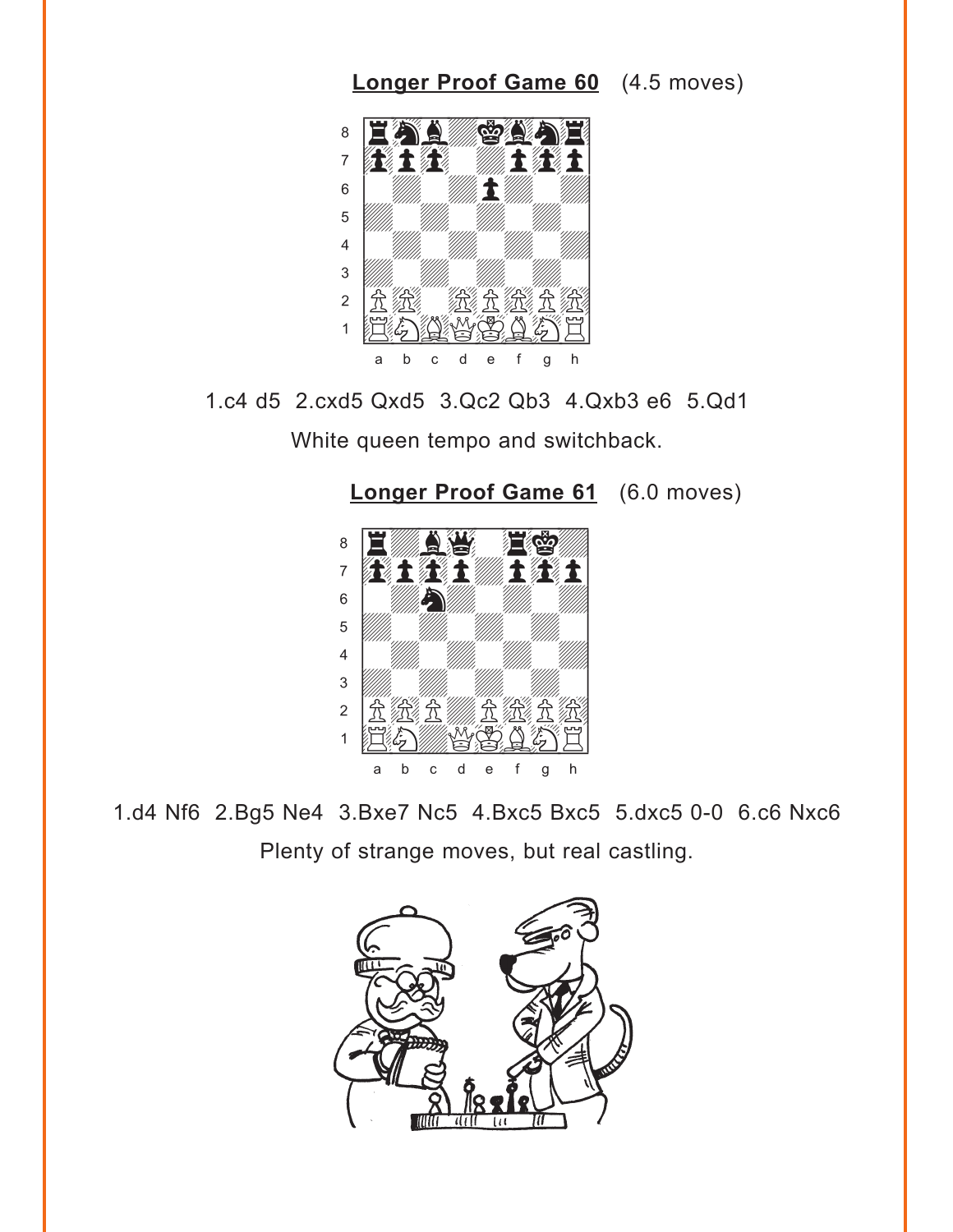**Longer Proof Game 60** (4.5 moves)

1.c4 d5 2.cxd5 Qxd5 3.Qc2 Qb3 4.Qxb3 e6 5.Qd1

White queen tempo and switchback.

**Longer Proof Game 61** (6.0 moves)

1.d4 Nf6 2.Bg5 Ne4 3.Bxe7 Nc5 4.Bxc5 Bxc5 5.dxc5 0-0 6.c6 Nxc6

Plenty of strange moves, but real castling.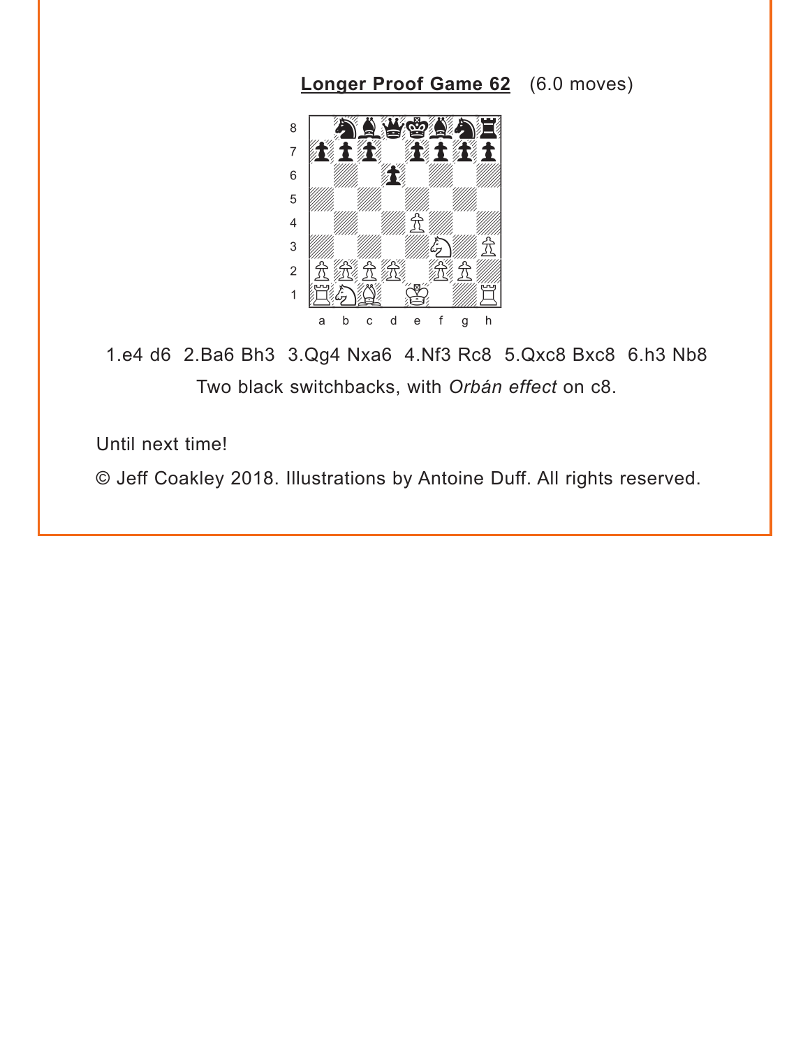**Longer Proof Game 62** (6.0 moves)

1.e4 d6 2.Ba6 Bh3 3.Qg4 Nxa6 4.Nf3 Rc8 5.Qxc8 Bxc8 6.h3 Nb8

Two black switchbacks, with *Orbán effect* on c8.

Until next time!

© Jeff Coakley 2018. Illustrations by Antoine Duff. All rights reserved.